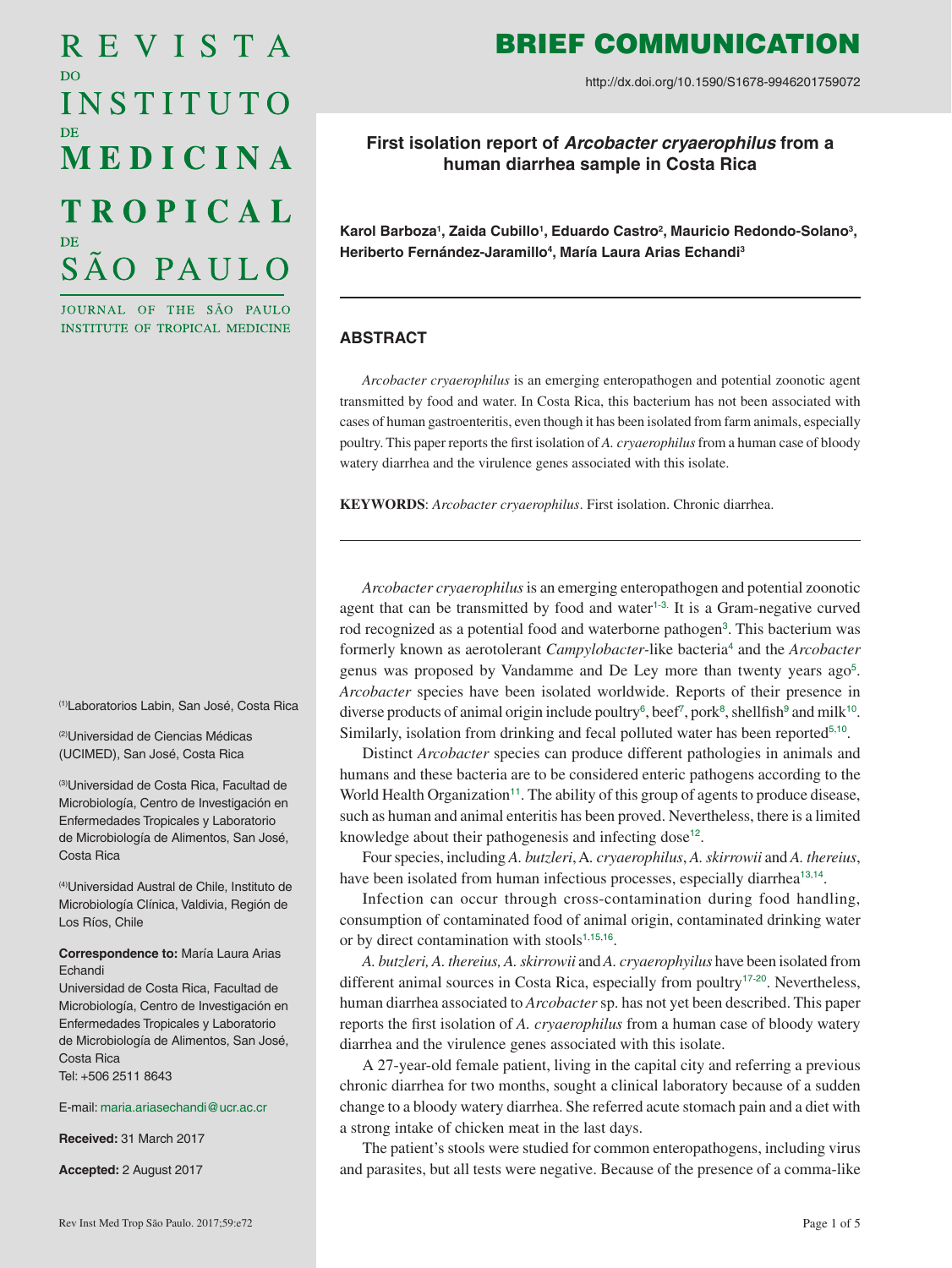BRIEF COMMUNICATION

http://dx.doi.org/10.1590/S1678-9946201759072

# First isolation report of *Arcobacter cryaerophilus* from a human diarrhea sample in Costa Rica

**Karol Barboza[1], Zaida Cubillo[1], Eduardo Castro[2], Mauricio Redondo-Solano[3], Heriberto Fernández-Jaramillo[4], María Laura Arias Echandi[3]**

(1)Laboratorios Labin, San José, Costa Rica

(2)Universidad de Ciencias Médicas (UCIMED), San José, Costa Rica

(3)Universidad de Costa Rica, Facultad de Microbiología, Centro de Investigación en Enfermedades Tropicales y Laboratorio de Microbiología de Alimentos, San José, Costa Rica

(4)Universidad Austral de Chile, Instituto de Microbiología Clínica, Valdivia, Región de Los Ríos, Chile

**Correspondence to:** María Laura Arias Echandi
Universidad de Costa Rica, Facultad de Microbiología, Centro de Investigación en Enfermedades Tropicales y Laboratorio de Microbiología de Alimentos, San José, Costa Rica
Tel: +506 2511 8643

E-mail: maria.ariasechandi@ucr.ac.cr

**Received:** 31 March 2017

**Accepted:** 2 August 2017

## ABSTRACT

*Arcobacter cryaerophilus* is an emerging enteropathogen and potential zoonotic agent transmitted by food and water. In Costa Rica, this bacterium has not been associated with cases of human gastroenteritis, even though it has been isolated from farm animals, especially poultry. This paper reports the first isolation of *A. cryaerophilus* from a human case of bloody watery diarrhea and the virulence genes associated with this isolate.

**KEYWORDS**: *Arcobacter cryaerophilus*. First isolation. Chronic diarrhea.

---

*Arcobacter cryaerophilus* is an emerging enteropathogen and potential zoonotic agent that can be transmitted by food and water[1-3]. It is a Gram-negative curved rod recognized as a potential food and waterborne pathogen[3]. This bacterium was formerly known as aerotolerant *Campylobacter*-like bacteria[4] and the *Arcobacter* genus was proposed by Vandamme and De Ley more than twenty years ago[5]. *Arcobacter* species have been isolated worldwide. Reports of their presence in diverse products of animal origin include poultry[6], beef[7], pork[8], shellfish[9] and milk[10]. Similarly, isolation from drinking and fecal polluted water has been reported[5,10].

Distinct *Arcobacter* species can produce different pathologies in animals and humans and these bacteria are to be considered enteric pathogens according to the World Health Organization[11]. The ability of this group of agents to produce disease, such as human and animal enteritis has been proved. Nevertheless, there is a limited knowledge about their pathogenesis and infecting dose[12].

Four species, including *A. butzleri*, A. *cryaerophilus*, *A. skirrowii* and *A. thereius*, have been isolated from human infectious processes, especially diarrhea[13,14].

Infection can occur through cross-contamination during food handling, consumption of contaminated food of animal origin, contaminated drinking water or by direct contamination with stools[1,15,16].

*A. butzleri, A. thereius, A. skirrowii* and *A. cryaerophyilus* have been isolated from different animal sources in Costa Rica, especially from poultry[17-20]. Nevertheless, human diarrhea associated to *Arcobacter* sp. has not yet been described. This paper reports the first isolation of *A. cryaerophilus* from a human case of bloody watery diarrhea and the virulence genes associated with this isolate.

A 27-year-old female patient, living in the capital city and referring a previous chronic diarrhea for two months, sought a clinical laboratory because of a sudden change to a bloody watery diarrhea. She referred acute stomach pain and a diet with a strong intake of chicken meat in the last days.

The patient's stools were studied for common enteropathogens, including virus and parasites, but all tests were negative. Because of the presence of a comma-like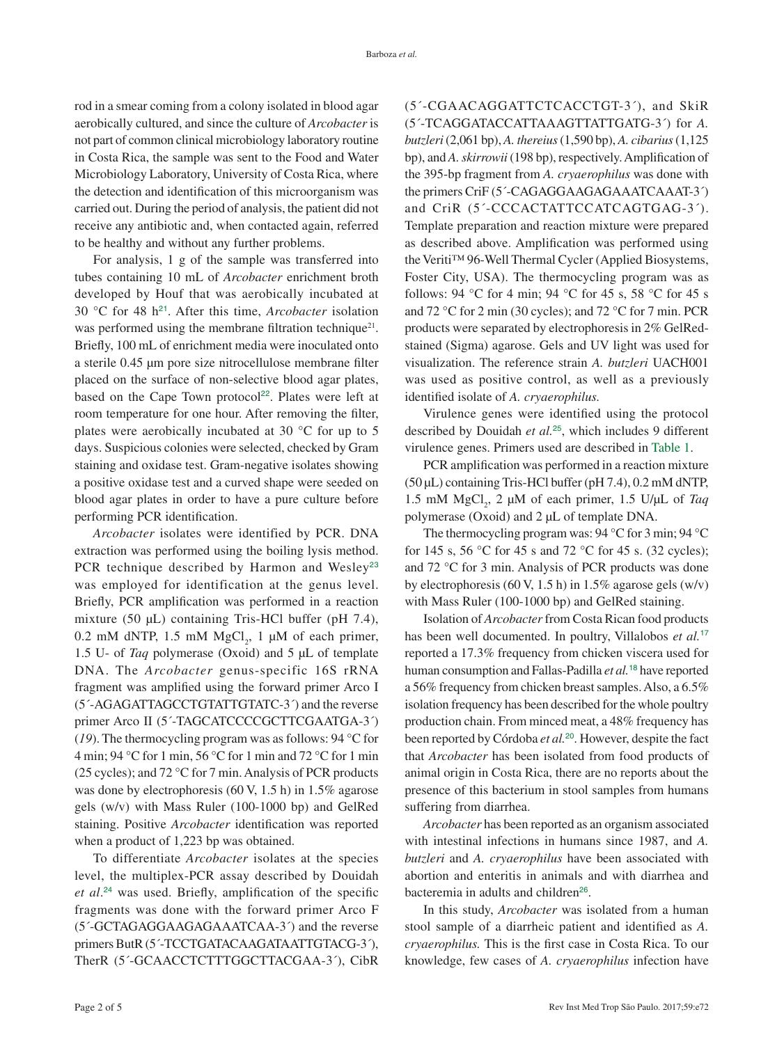rod in a smear coming from a colony isolated in blood agar aerobically cultured, and since the culture of *Arcobacter* is not part of common clinical microbiology laboratory routine in Costa Rica, the sample was sent to the Food and Water Microbiology Laboratory, University of Costa Rica, where the detection and identification of this microorganism was carried out. During the period of analysis, the patient did not receive any antibiotic and, when contacted again, referred to be healthy and without any further problems.

For analysis, 1 g of the sample was transferred into tubes containing 10 mL of *Arcobacter* enrichment broth developed by Houf that was aerobically incubated at 30 °C for 48 h[21]. After this time, *Arcobacter* isolation was performed using the membrane filtration technique[21]. Briefly, 100 mL of enrichment media were inoculated onto a sterile 0.45 µm pore size nitrocellulose membrane filter placed on the surface of non-selective blood agar plates, based on the Cape Town protocol[22]. Plates were left at room temperature for one hour. After removing the filter, plates were aerobically incubated at 30 °C for up to 5 days. Suspicious colonies were selected, checked by Gram staining and oxidase test. Gram-negative isolates showing a positive oxidase test and a curved shape were seeded on blood agar plates in order to have a pure culture before performing PCR identification.

*Arcobacter* isolates were identified by PCR. DNA extraction was performed using the boiling lysis method. PCR technique described by Harmon and Wesley[23] was employed for identification at the genus level. Briefly, PCR amplification was performed in a reaction mixture (50 µL) containing Tris-HCl buffer (pH 7.4), 0.2 mM dNTP, 1.5 mM $MgCl_2$, 1 µM of each primer, 1.5 U- of *Taq* polymerase (Oxoid) and 5 µL of template DNA. The *Arcobacter* genus-specific 16S rRNA fragment was amplified using the forward primer Arco I (5´-AGAGATTAGCCTGTATTGTATC-3´) and the reverse primer Arco II (5´-TAGCATCCCCGCTTCGAATGA-3´) (*19*). The thermocycling program was as follows: 94 °C for 4 min; 94 °C for 1 min, 56 °C for 1 min and 72 °C for 1 min (25 cycles); and 72 °C for 7 min. Analysis of PCR products was done by electrophoresis (60 V, 1.5 h) in 1.5% agarose gels (w/v) with Mass Ruler (100-1000 bp) and GelRed staining. Positive *Arcobacter* identification was reported when a product of 1,223 bp was obtained.

To differentiate *Arcobacter* isolates at the species level, the multiplex-PCR assay described by Douidah *et al.*[24] was used. Briefly, amplification of the specific fragments was done with the forward primer Arco F (5´-GCTAGAGGAAGAGAAATCAA-3´) and the reverse primers ButR (5´-TCCTGATACAAGATAATTGTACG-3´), TherR (5´-GCAACCTCTTTGGCTTACGAA-3´), CibR (5´-CGAACAGGATTCTCACCTGT-3´), and SkiR (5´-TCAGGATACCATTAAAGTTATTGATG-3´) for *A. butzleri* (2,061 bp), *A. thereius* (1,590 bp), *A. cibarius* (1,125 bp), and *A. skirrowii* (198 bp), respectively. Amplification of the 395-bp fragment from *A. cryaerophilus* was done with the primers CriF (5´-CAGAGGAAGAGAAATCAAAT-3´) and CriR (5´-CCCACTATTCCATCAGTGAG-3´). Template preparation and reaction mixture were prepared as described above. Amplification was performed using the Veriti™ 96-Well Thermal Cycler (Applied Biosystems, Foster City, USA). The thermocycling program was as follows: 94 °C for 4 min; 94 °C for 45 s, 58 °C for 45 s and 72 °C for 2 min (30 cycles); and 72 °C for 7 min. PCR products were separated by electrophoresis in 2% GelRed-stained (Sigma) agarose. Gels and UV light was used for visualization. The reference strain *A. butzleri* UACH001 was used as positive control, as well as a previously identified isolate of *A. cryaerophilus.*

Virulence genes were identified using the protocol described by Douidah *et al.*[25], which includes 9 different virulence genes. Primers used are described in Table 1.

PCR amplification was performed in a reaction mixture (50 µL) containing Tris-HCl buffer (pH 7.4), 0.2 mM dNTP, 1.5 mM $MgCl_2$, 2 µM of each primer, 1.5 U/µL of *Taq* polymerase (Oxoid) and 2 µL of template DNA.

The thermocycling program was: 94 °C for 3 min; 94 °C for 145 s, 56 °C for 45 s and 72 °C for 45 s. (32 cycles); and 72 °C for 3 min. Analysis of PCR products was done by electrophoresis (60 V, 1.5 h) in 1.5% agarose gels (w/v) with Mass Ruler (100-1000 bp) and GelRed staining.

Isolation of *Arcobacter* from Costa Rican food products has been well documented. In poultry, Villalobos *et al.*[17] reported a 17.3% frequency from chicken viscera used for human consumption and Fallas-Padilla *et al.*[18] have reported a 56% frequency from chicken breast samples. Also, a 6.5% isolation frequency has been described for the whole poultry production chain. From minced meat, a 48% frequency has been reported by Córdoba *et al.*[20]. However, despite the fact that *Arcobacter* has been isolated from food products of animal origin in Costa Rica, there are no reports about the presence of this bacterium in stool samples from humans suffering from diarrhea.

*Arcobacter* has been reported as an organism associated with intestinal infections in humans since 1987, and *A. butzleri* and *A. cryaerophilus* have been associated with abortion and enteritis in animals and with diarrhea and bacteremia in adults and children[26].

In this study, *Arcobacter* was isolated from a human stool sample of a diarrheic patient and identified as *A. cryaerophilus.* This is the first case in Costa Rica. To our knowledge, few cases of *A. cryaerophilus* infection have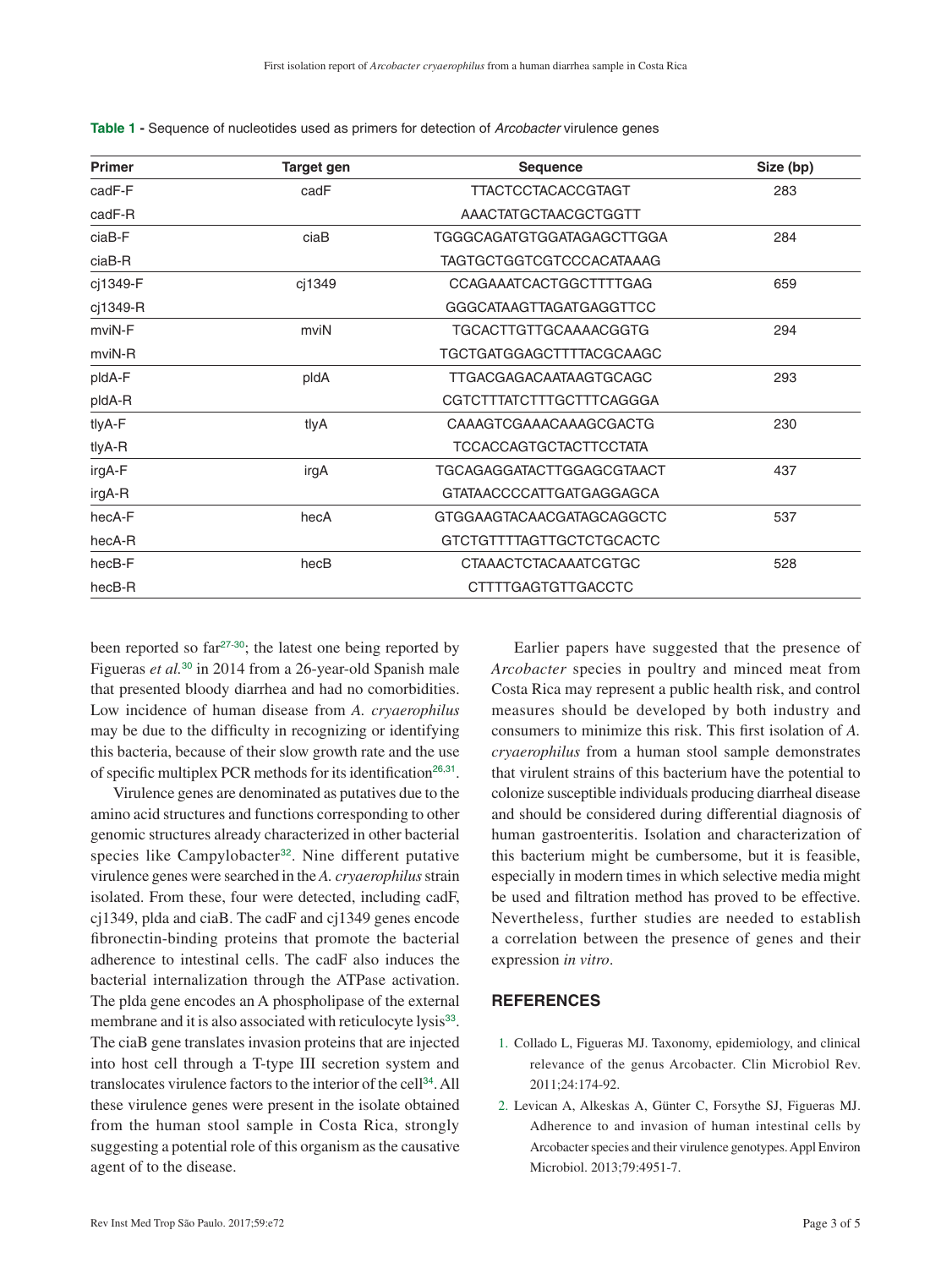**Table 1 -** Sequence of nucleotides used as primers for detection of *Arcobacter* virulence genes

| Primer | Target gen | Sequence | Size (bp) |
|---|---|---|---|
| cadF-F | cadF | TTACTCCTACACCGTAGT | 283 |
| cadF-R | | AAACTATGCTAACGCTGGTT | |
| ciaB-F | ciaB | TGGGCAGATGTGGATAGAGCTTGGA | 284 |
| ciaB-R | | TAGTGCTGGTCGTCCCACATAAAG | |
| cj1349-F | cj1349 | CCAGAAATCACTGGCTTTTGAG | 659 |
| cj1349-R | | GGGCATAAGTTAGATGAGGTTCC | |
| mviN-F | mviN | TGCACTTGTTGCAAAACGGTG | 294 |
| mviN-R | | TGCTGATGGAGCTTTTACGCAAGC | |
| pldA-F | pldA | TTGACGAGACAATAAGTGCAGC | 293 |
| pldA-R | | CGTCTTTATCTTTGCTTTCAGGGA | |
| tlyA-F | tlyA | CAAAGTCGAAACAAAGCGACTG | 230 |
| tlyA-R | | TCCACCAGTGCTACTTCCTATA | |
| irgA-F | irgA | TGCAGAGGATACTTGGAGCGTAACT | 437 |
| irgA-R | | GTATAACCCCATTGATGAGGAGCA | |
| hecA-F | hecA | GTGGAAGTACAACGATAGCAGGCTC | 537 |
| hecA-R | | GTCTGTTTTAGTTGCTCTGCACTC | |
| hecB-F | hecB | CTAAACTCTACAAATCGTGC | 528 |
| hecB-R | | CTTTTGAGTGTTGACCTC | |

been reported so far[27-30]; the latest one being reported by Figueras *et al.*[30] in 2014 from a 26-year-old Spanish male that presented bloody diarrhea and had no comorbidities. Low incidence of human disease from *A. cryaerophilus* may be due to the difficulty in recognizing or identifying this bacteria, because of their slow growth rate and the use of specific multiplex PCR methods for its identification[26,31].

Virulence genes are denominated as putatives due to the amino acid structures and functions corresponding to other genomic structures already characterized in other bacterial species like Campylobacter[32]. Nine different putative virulence genes were searched in the *A. cryaerophilus* strain isolated. From these, four were detected, including cadF, cj1349, plda and ciaB. The cadF and cj1349 genes encode fibronectin-binding proteins that promote the bacterial adherence to intestinal cells. The cadF also induces the bacterial internalization through the ATPase activation. The plda gene encodes an A phospholipase of the external membrane and it is also associated with reticulocyte lysis[33]. The ciaB gene translates invasion proteins that are injected into host cell through a T-type III secretion system and translocates virulence factors to the interior of the cell[34]. All these virulence genes were present in the isolate obtained from the human stool sample in Costa Rica, strongly suggesting a potential role of this organism as the causative agent of to the disease.

Earlier papers have suggested that the presence of *Arcobacter* species in poultry and minced meat from Costa Rica may represent a public health risk, and control measures should be developed by both industry and consumers to minimize this risk. This first isolation of *A. cryaerophilus* from a human stool sample demonstrates that virulent strains of this bacterium have the potential to colonize susceptible individuals producing diarrheal disease and should be considered during differential diagnosis of human gastroenteritis. Isolation and characterization of this bacterium might be cumbersome, but it is feasible, especially in modern times in which selective media might be used and filtration method has proved to be effective. Nevertheless, further studies are needed to establish a correlation between the presence of genes and their expression *in vitro*.

## REFERENCES

1. Collado L, Figueras MJ. Taxonomy, epidemiology, and clinical relevance of the genus Arcobacter. Clin Microbiol Rev. 2011;24:174-92.
2. Levican A, Alkeskas A, Günter C, Forsythe SJ, Figueras MJ. Adherence to and invasion of human intestinal cells by Arcobacter species and their virulence genotypes. Appl Environ Microbiol. 2013;79:4951-7.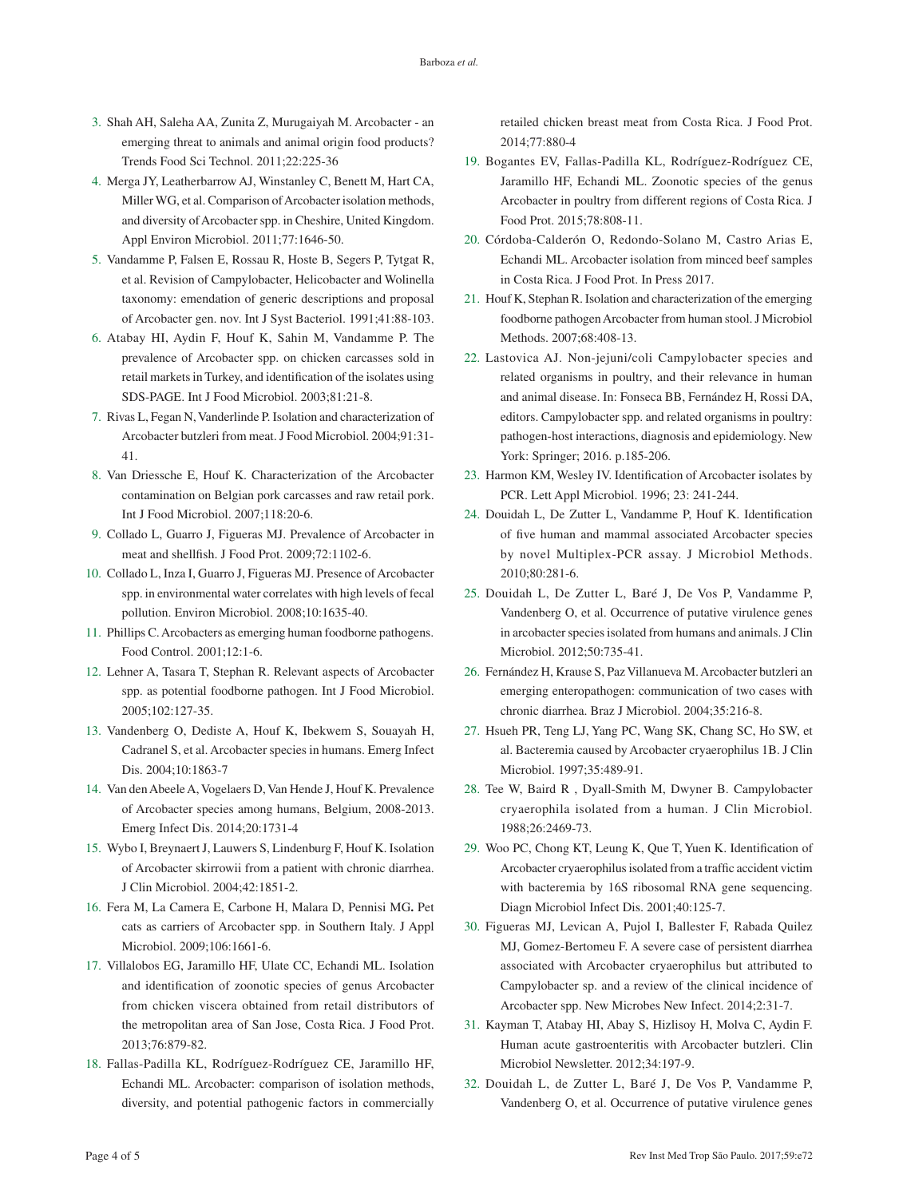3. Shah AH, Saleha AA, Zunita Z, Murugaiyah M. Arcobacter - an emerging threat to animals and animal origin food products? Trends Food Sci Technol. 2011;22:225-36
4. Merga JY, Leatherbarrow AJ, Winstanley C, Benett M, Hart CA, Miller WG, et al. Comparison of Arcobacter isolation methods, and diversity of Arcobacter spp. in Cheshire, United Kingdom. Appl Environ Microbiol. 2011;77:1646-50.
5. Vandamme P, Falsen E, Rossau R, Hoste B, Segers P, Tytgat R, et al. Revision of Campylobacter, Helicobacter and Wolinella taxonomy: emendation of generic descriptions and proposal of Arcobacter gen. nov. Int J Syst Bacteriol. 1991;41:88-103.
6. Atabay HI, Aydin F, Houf K, Sahin M, Vandamme P. The prevalence of Arcobacter spp. on chicken carcasses sold in retail markets in Turkey, and identification of the isolates using SDS-PAGE. Int J Food Microbiol. 2003;81:21-8.
7. Rivas L, Fegan N, Vanderlinde P. Isolation and characterization of Arcobacter butzleri from meat. J Food Microbiol. 2004;91:31-41.
8. Van Driessche E, Houf K. Characterization of the Arcobacter contamination on Belgian pork carcasses and raw retail pork. Int J Food Microbiol. 2007;118:20-6.
9. Collado L, Guarro J, Figueras MJ. Prevalence of Arcobacter in meat and shellfish. J Food Prot. 2009;72:1102-6.
10. Collado L, Inza I, Guarro J, Figueras MJ. Presence of Arcobacter spp. in environmental water correlates with high levels of fecal pollution. Environ Microbiol. 2008;10:1635-40.
11. Phillips C. Arcobacters as emerging human foodborne pathogens. Food Control. 2001;12:1-6.
12. Lehner A, Tasara T, Stephan R. Relevant aspects of Arcobacter spp. as potential foodborne pathogen. Int J Food Microbiol. 2005;102:127-35.
13. Vandenberg O, Dediste A, Houf K, Ibekwem S, Souayah H, Cadranel S, et al. Arcobacter species in humans. Emerg Infect Dis. 2004;10:1863-7
14. Van den Abeele A, Vogelaers D, Van Hende J, Houf K. Prevalence of Arcobacter species among humans, Belgium, 2008-2013. Emerg Infect Dis. 2014;20:1731-4
15. Wybo I, Breynaert J, Lauwers S, Lindenburg F, Houf K. Isolation of Arcobacter skirrowii from a patient with chronic diarrhea. J Clin Microbiol. 2004;42:1851-2.
16. Fera M, La Camera E, Carbone H, Malara D, Pennisi MG**.** Pet cats as carriers of Arcobacter spp. in Southern Italy. J Appl Microbiol. 2009;106:1661-6.
17. Villalobos EG, Jaramillo HF, Ulate CC, Echandi ML. Isolation and identification of zoonotic species of genus Arcobacter from chicken viscera obtained from retail distributors of the metropolitan area of San Jose, Costa Rica. J Food Prot. 2013;76:879-82.
18. Fallas-Padilla KL, Rodríguez-Rodríguez CE, Jaramillo HF, Echandi ML. Arcobacter: comparison of isolation methods, diversity, and potential pathogenic factors in commercially retailed chicken breast meat from Costa Rica. J Food Prot. 2014;77:880-4
19. Bogantes EV, Fallas-Padilla KL, Rodríguez-Rodríguez CE, Jaramillo HF, Echandi ML. Zoonotic species of the genus Arcobacter in poultry from different regions of Costa Rica. J Food Prot. 2015;78:808-11.
20. Córdoba-Calderón O, Redondo-Solano M, Castro Arias E, Echandi ML. Arcobacter isolation from minced beef samples in Costa Rica. J Food Prot. In Press 2017.
21. Houf K, Stephan R. Isolation and characterization of the emerging foodborne pathogen Arcobacter from human stool. J Microbiol Methods. 2007;68:408-13.
22. Lastovica AJ. Non-jejuni/coli Campylobacter species and related organisms in poultry, and their relevance in human and animal disease. In: Fonseca BB, Fernández H, Rossi DA, editors. Campylobacter spp. and related organisms in poultry: pathogen-host interactions, diagnosis and epidemiology. New York: Springer; 2016. p.185-206.
23. Harmon KM, Wesley IV. Identification of Arcobacter isolates by PCR. Lett Appl Microbiol. 1996; 23: 241-244.
24. Douidah L, De Zutter L, Vandamme P, Houf K. Identification of five human and mammal associated Arcobacter species by novel Multiplex-PCR assay. J Microbiol Methods. 2010;80:281-6.
25. Douidah L, De Zutter L, Baré J, De Vos P, Vandamme P, Vandenberg O, et al. Occurrence of putative virulence genes in arcobacter species isolated from humans and animals. J Clin Microbiol. 2012;50:735-41.
26. Fernández H, Krause S, Paz Villanueva M. Arcobacter butzleri an emerging enteropathogen: communication of two cases with chronic diarrhea. Braz J Microbiol. 2004;35:216-8.
27. Hsueh PR, Teng LJ, Yang PC, Wang SK, Chang SC, Ho SW, et al. Bacteremia caused by Arcobacter cryaerophilus 1B. J Clin Microbiol. 1997;35:489-91.
28. Tee W, Baird R , Dyall-Smith M, Dwyner B. Campylobacter cryaerophila isolated from a human. J Clin Microbiol. 1988;26:2469-73.
29. Woo PC, Chong KT, Leung K, Que T, Yuen K. Identification of Arcobacter cryaerophilus isolated from a traffic accident victim with bacteremia by 16S ribosomal RNA gene sequencing. Diagn Microbiol Infect Dis. 2001;40:125-7.
30. Figueras MJ, Levican A, Pujol I, Ballester F, Rabada Quilez MJ, Gomez-Bertomeu F. A severe case of persistent diarrhea associated with Arcobacter cryaerophilus but attributed to Campylobacter sp. and a review of the clinical incidence of Arcobacter spp. New Microbes New Infect. 2014;2:31-7.
31. Kayman T, Atabay HI, Abay S, Hizlisoy H, Molva C, Aydin F. Human acute gastroenteritis with Arcobacter butzleri. Clin Microbiol Newsletter. 2012;34:197-9.
32. Douidah L, de Zutter L, Baré J, De Vos P, Vandamme P, Vandenberg O, et al. Occurrence of putative virulence genes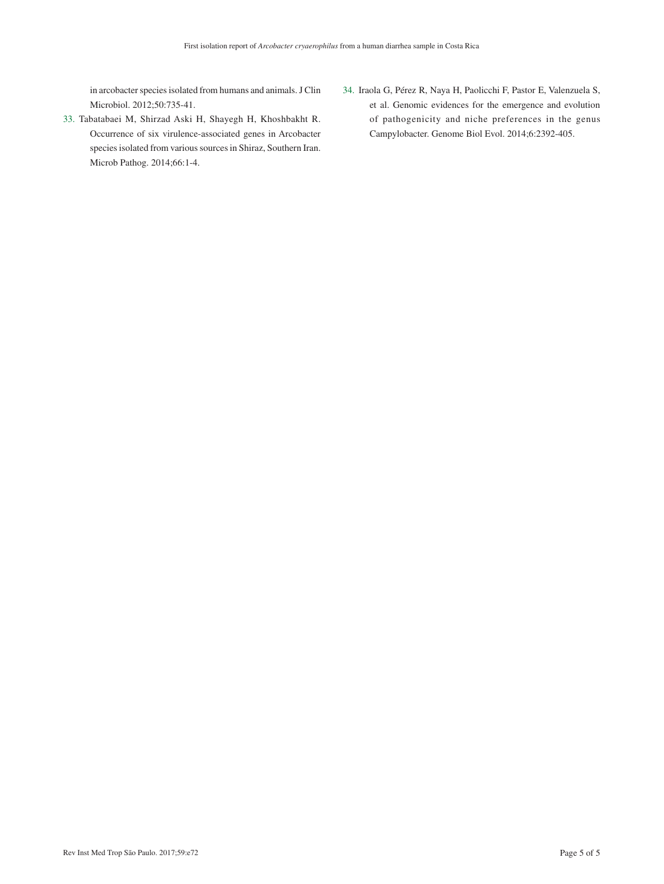in arcobacter species isolated from humans and animals. J Clin Microbiol. 2012;50:735-41.

33. Tabatabaei M, Shirzad Aski H, Shayegh H, Khoshbakht R. Occurrence of six virulence-associated genes in Arcobacter species isolated from various sources in Shiraz, Southern Iran. Microb Pathog. 2014;66:1-4.

34. Iraola G, Pérez R, Naya H, Paolicchi F, Pastor E, Valenzuela S, et al. Genomic evidences for the emergence and evolution of pathogenicity and niche preferences in the genus Campylobacter. Genome Biol Evol. 2014;6:2392-405.